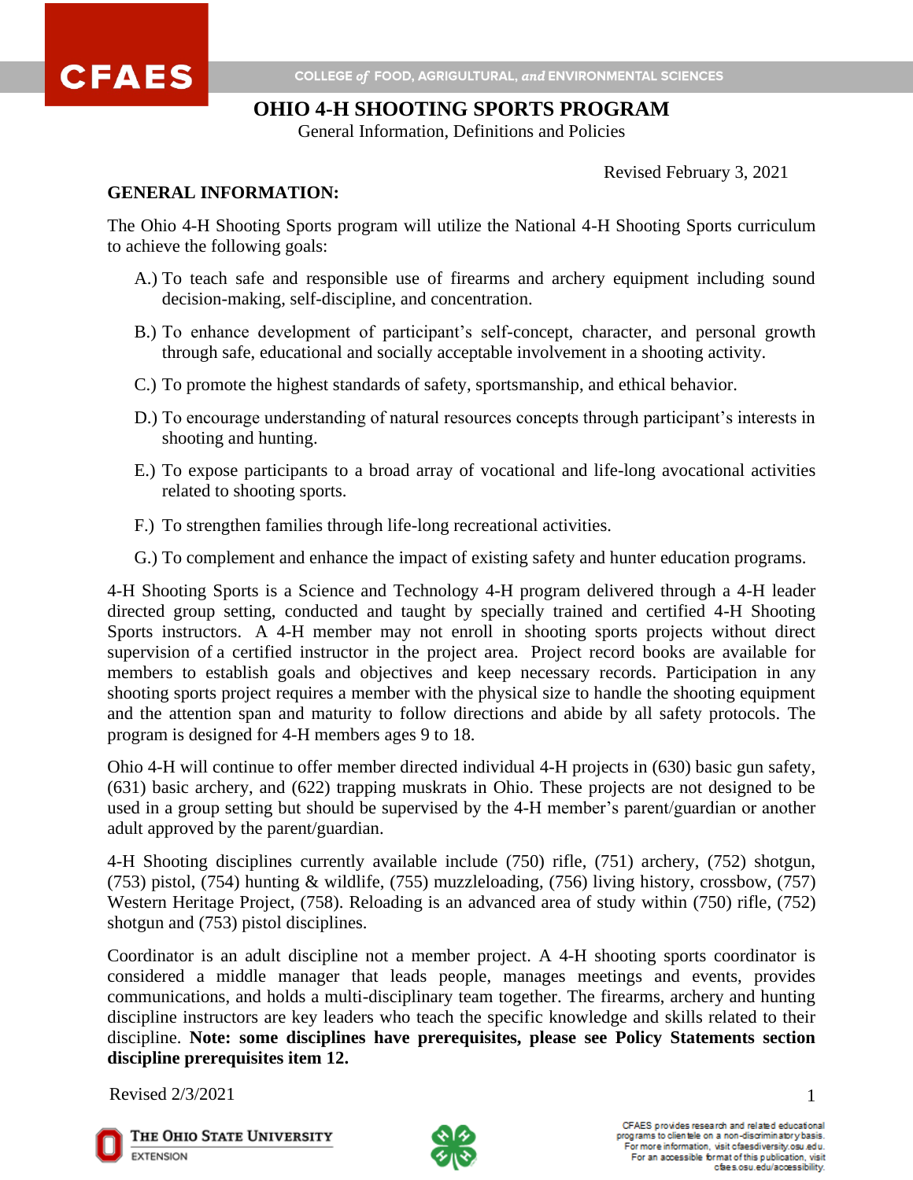# OHIO 4-H SHOOTING SPORTS PROGRAM

General Information, Definitions and Policies

Revised February 3, 2021

**GENERAL INFORMATION:**

The Ohio 4-H Shooting Sports program will utilize the National 4-H Shooting Sports curriculum to achieve the following goals:

A.) To teach safe and responsible use of firearms and archery equipment including sound decision-making, self-discipline, and concentration.

B.) To enhance development of participant's self-concept, character, and personal growth through safe, educational and socially acceptable involvement in a shooting activity.

C.) To promote the highest standards of safety, sportsmanship, and ethical behavior.

D.) To encourage understanding of natural resources concepts through participant's interests in shooting and hunting.

E.) To expose participants to a broad array of vocational and life-long avocational activities related to shooting sports.

F.) To strengthen families through life-long recreational activities.

G.) To complement and enhance the impact of existing safety and hunter education programs.

4-H Shooting Sports is a Science and Technology 4-H program delivered through a 4-H leader directed group setting, conducted and taught by specially trained and certified 4-H Shooting Sports instructors. A 4-H member may not enroll in shooting sports projects without direct supervision of a certified instructor in the project area. Project record books are available for members to establish goals and objectives and keep necessary records. Participation in any shooting sports project requires a member with the physical size to handle the shooting equipment and the attention span and maturity to follow directions and abide by all safety protocols. The program is designed for 4-H members ages 9 to 18.

Ohio 4-H will continue to offer member directed individual 4-H projects in (630) basic gun safety, (631) basic archery, and (622) trapping muskrats in Ohio. These projects are not designed to be used in a group setting but should be supervised by the 4-H member's parent/guardian or another adult approved by the parent/guardian.

4-H Shooting disciplines currently available include (750) rifle, (751) archery, (752) shotgun, (753) pistol, (754) hunting & wildlife, (755) muzzleloading, (756) living history, crossbow, (757) Western Heritage Project, (758). Reloading is an advanced area of study within (750) rifle, (752) shotgun and (753) pistol disciplines.

Coordinator is an adult discipline not a member project. A 4-H shooting sports coordinator is considered a middle manager that leads people, manages meetings and events, provides communications, and holds a multi-disciplinary team together. The firearms, archery and hunting discipline instructors are key leaders who teach the specific knowledge and skills related to their discipline. **Note: some disciplines have prerequisites, please see Policy Statements section discipline prerequisites item 12.**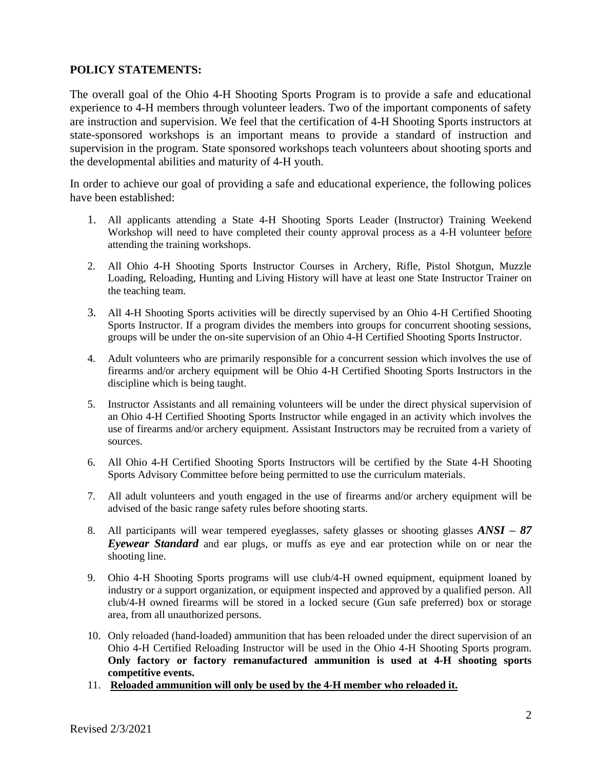**POLICY STATEMENTS:**

The overall goal of the Ohio 4-H Shooting Sports Program is to provide a safe and educational experience to 4-H members through volunteer leaders. Two of the important components of safety are instruction and supervision. We feel that the certification of 4-H Shooting Sports instructors at state-sponsored workshops is an important means to provide a standard of instruction and supervision in the program. State sponsored workshops teach volunteers about shooting sports and the developmental abilities and maturity of 4-H youth.

In order to achieve our goal of providing a safe and educational experience, the following polices have been established:

1. All applicants attending a State 4-H Shooting Sports Leader (Instructor) Training Weekend Workshop will need to have completed their county approval process as a 4-H volunteer <u>before</u> attending the training workshops.

2. All Ohio 4-H Shooting Sports Instructor Courses in Archery, Rifle, Pistol Shotgun, Muzzle Loading, Reloading, Hunting and Living History will have at least one State Instructor Trainer on the teaching team.

3. All 4-H Shooting Sports activities will be directly supervised by an Ohio 4-H Certified Shooting Sports Instructor. If a program divides the members into groups for concurrent shooting sessions, groups will be under the on-site supervision of an Ohio 4-H Certified Shooting Sports Instructor.

4. Adult volunteers who are primarily responsible for a concurrent session which involves the use of firearms and/or archery equipment will be Ohio 4-H Certified Shooting Sports Instructors in the discipline which is being taught.

5. Instructor Assistants and all remaining volunteers will be under the direct physical supervision of an Ohio 4-H Certified Shooting Sports Instructor while engaged in an activity which involves the use of firearms and/or archery equipment. Assistant Instructors may be recruited from a variety of sources.

6. All Ohio 4-H Certified Shooting Sports Instructors will be certified by the State 4-H Shooting Sports Advisory Committee before being permitted to use the curriculum materials.

7. All adult volunteers and youth engaged in the use of firearms and/or archery equipment will be advised of the basic range safety rules before shooting starts.

8. All participants will wear tempered eyeglasses, safety glasses or shooting glasses ***ANSI – 87 Eyewear Standard*** and ear plugs, or muffs as eye and ear protection while on or near the shooting line.

9. Ohio 4-H Shooting Sports programs will use club/4-H owned equipment, equipment loaned by industry or a support organization, or equipment inspected and approved by a qualified person. All club/4-H owned firearms will be stored in a locked secure (Gun safe preferred) box or storage area, from all unauthorized persons.

10. Only reloaded (hand-loaded) ammunition that has been reloaded under the direct supervision of an Ohio 4-H Certified Reloading Instructor will be used in the Ohio 4-H Shooting Sports program. **Only factory or factory remanufactured ammunition is used at 4-H shooting sports competitive events.**

11. <u>**Reloaded ammunition will only be used by the 4-H member who reloaded it.**</u>

Revised 2/3/2021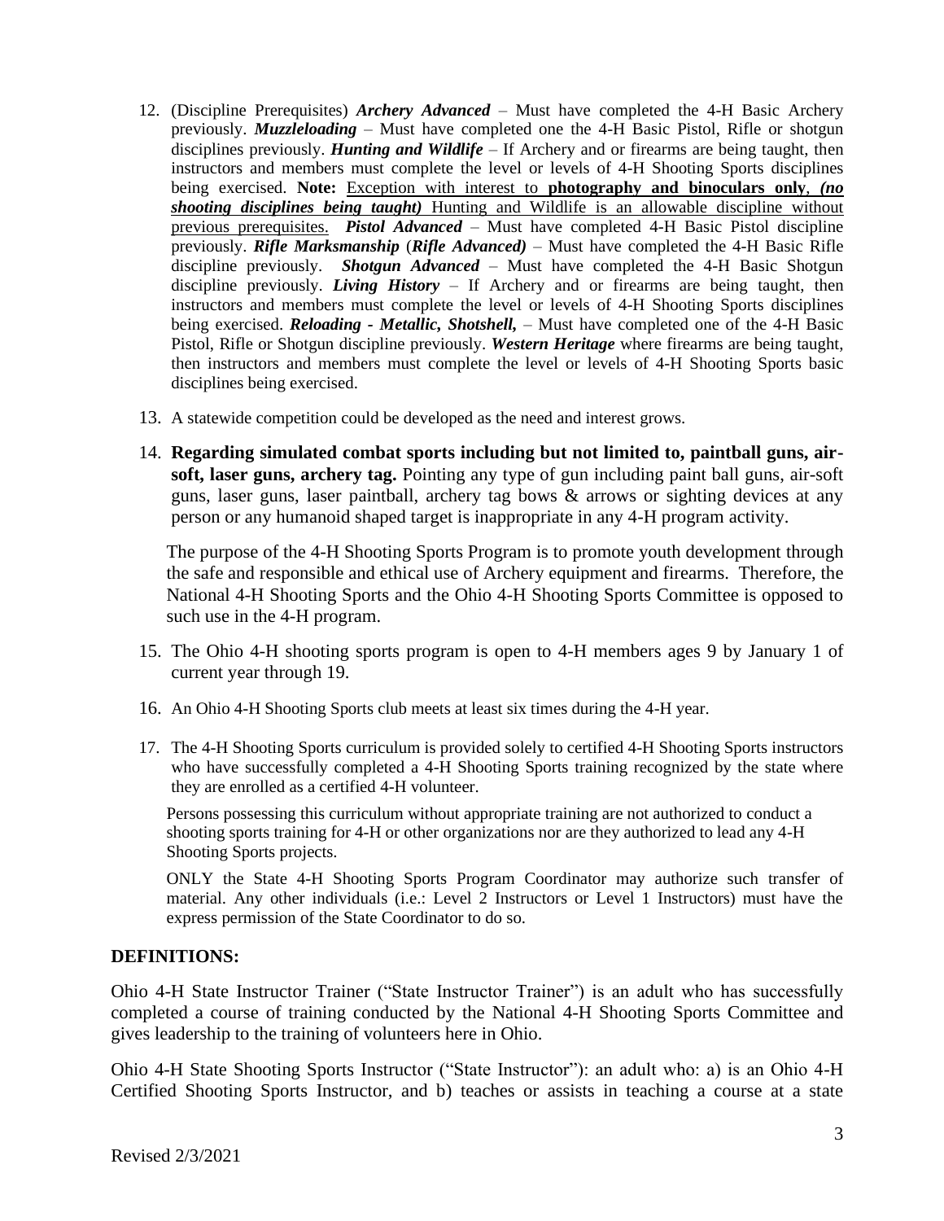12. (Discipline Prerequisites) ***Archery Advanced*** – Must have completed the 4-H Basic Archery previously. ***Muzzleloading*** – Must have completed one the 4-H Basic Pistol, Rifle or shotgun disciplines previously. ***Hunting and Wildlife*** – If Archery and or firearms are being taught, then instructors and members must complete the level or levels of 4-H Shooting Sports disciplines being exercised. **Note:** <u>Exception with interest to **photography and binoculars only**, ***(no shooting disciplines being taught)*** Hunting and Wildlife is an allowable discipline without previous prerequisites.</u> ***Pistol Advanced*** – Must have completed 4-H Basic Pistol discipline previously. ***Rifle Marksmanship*** (***Rifle Advanced)*** – Must have completed the 4-H Basic Rifle discipline previously. ***Shotgun Advanced*** – Must have completed the 4-H Basic Shotgun discipline previously. ***Living History*** – If Archery and or firearms are being taught, then instructors and members must complete the level or levels of 4-H Shooting Sports disciplines being exercised. ***Reloading - Metallic, Shotshell,*** – Must have completed one of the 4-H Basic Pistol, Rifle or Shotgun discipline previously. ***Western Heritage*** where firearms are being taught, then instructors and members must complete the level or levels of 4-H Shooting Sports basic disciplines being exercised.

13. A statewide competition could be developed as the need and interest grows.

14. **Regarding simulated combat sports including but not limited to, paintball guns, air-soft, laser guns, archery tag.** Pointing any type of gun including paint ball guns, air-soft guns, laser guns, laser paintball, archery tag bows & arrows or sighting devices at any person or any humanoid shaped target is inappropriate in any 4-H program activity.

    The purpose of the 4-H Shooting Sports Program is to promote youth development through the safe and responsible and ethical use of Archery equipment and firearms. Therefore, the National 4-H Shooting Sports and the Ohio 4-H Shooting Sports Committee is opposed to such use in the 4-H program.

15. The Ohio 4-H shooting sports program is open to 4-H members ages 9 by January 1 of current year through 19.

16. An Ohio 4-H Shooting Sports club meets at least six times during the 4-H year.

17. The 4-H Shooting Sports curriculum is provided solely to certified 4-H Shooting Sports instructors who have successfully completed a 4-H Shooting Sports training recognized by the state where they are enrolled as a certified 4-H volunteer.

    Persons possessing this curriculum without appropriate training are not authorized to conduct a shooting sports training for 4-H or other organizations nor are they authorized to lead any 4-H Shooting Sports projects.

    ONLY the State 4-H Shooting Sports Program Coordinator may authorize such transfer of material. Any other individuals (i.e.: Level 2 Instructors or Level 1 Instructors) must have the express permission of the State Coordinator to do so.

## DEFINITIONS:

Ohio 4-H State Instructor Trainer ("State Instructor Trainer") is an adult who has successfully completed a course of training conducted by the National 4-H Shooting Sports Committee and gives leadership to the training of volunteers here in Ohio.

Ohio 4-H State Shooting Sports Instructor ("State Instructor"): an adult who: a) is an Ohio 4-H Certified Shooting Sports Instructor, and b) teaches or assists in teaching a course at a state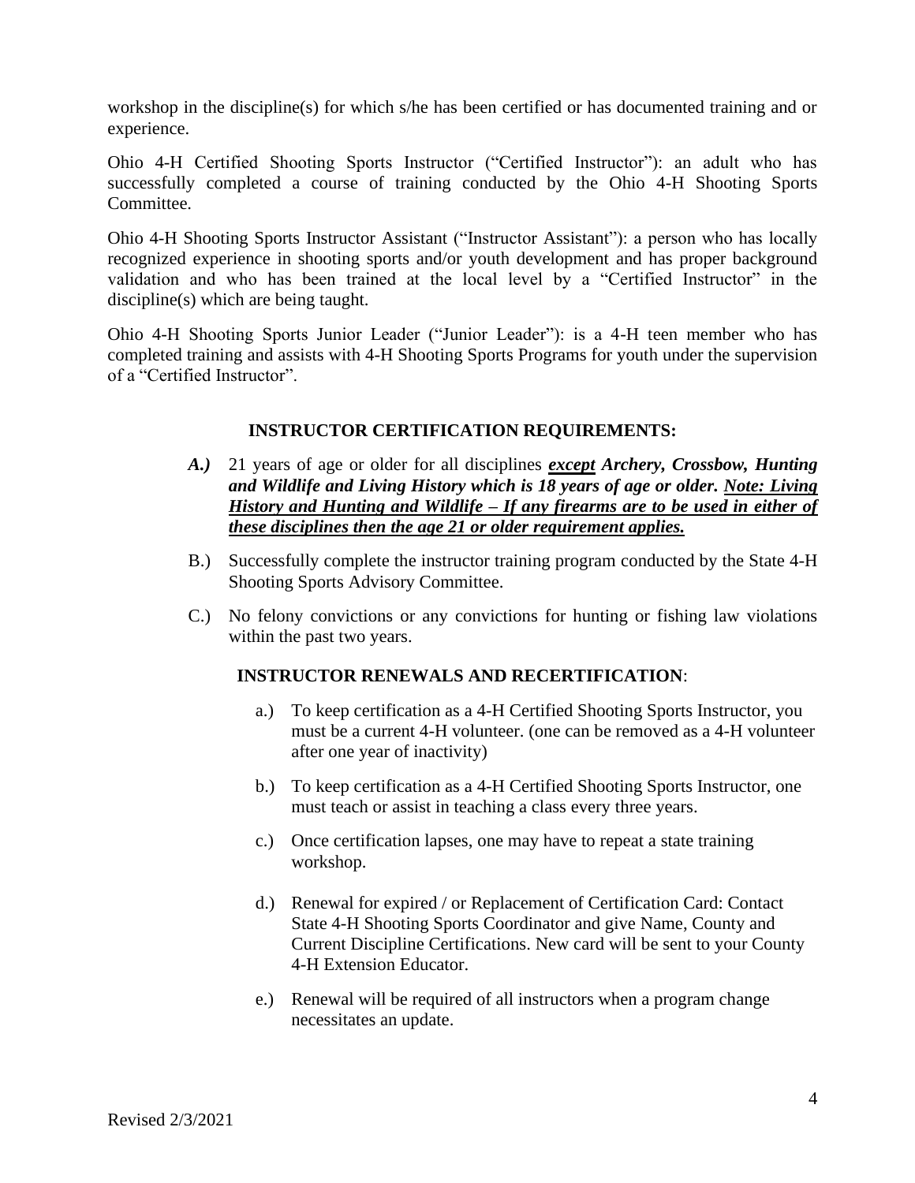workshop in the discipline(s) for which s/he has been certified or has documented training and or experience.

Ohio 4-H Certified Shooting Sports Instructor ("Certified Instructor"): an adult who has successfully completed a course of training conducted by the Ohio 4-H Shooting Sports Committee.

Ohio 4-H Shooting Sports Instructor Assistant ("Instructor Assistant"): a person who has locally recognized experience in shooting sports and/or youth development and has proper background validation and who has been trained at the local level by a "Certified Instructor" in the discipline(s) which are being taught.

Ohio 4-H Shooting Sports Junior Leader ("Junior Leader"): is a 4-H teen member who has completed training and assists with 4-H Shooting Sports Programs for youth under the supervision of a "Certified Instructor".

## INSTRUCTOR CERTIFICATION REQUIREMENTS:

***A.)*** 21 years of age or older for all disciplines ***<u>except</u> Archery, Crossbow, Hunting and Wildlife and Living History which is 18 years of age or older. <u>Note: Living History and Hunting and Wildlife – If any firearms are to be used in either of these disciplines then the age 21 or older requirement applies.</u>***

B.) Successfully complete the instructor training program conducted by the State 4-H Shooting Sports Advisory Committee.

C.) No felony convictions or any convictions for hunting or fishing law violations within the past two years.

## INSTRUCTOR RENEWALS AND RECERTIFICATION:

a.) To keep certification as a 4-H Certified Shooting Sports Instructor, you must be a current 4-H volunteer. (one can be removed as a 4-H volunteer after one year of inactivity)

b.) To keep certification as a 4-H Certified Shooting Sports Instructor, one must teach or assist in teaching a class every three years.

c.) Once certification lapses, one may have to repeat a state training workshop.

d.) Renewal for expired / or Replacement of Certification Card: Contact State 4-H Shooting Sports Coordinator and give Name, County and Current Discipline Certifications. New card will be sent to your County 4-H Extension Educator.

e.) Renewal will be required of all instructors when a program change necessitates an update.

Revised 2/3/2021